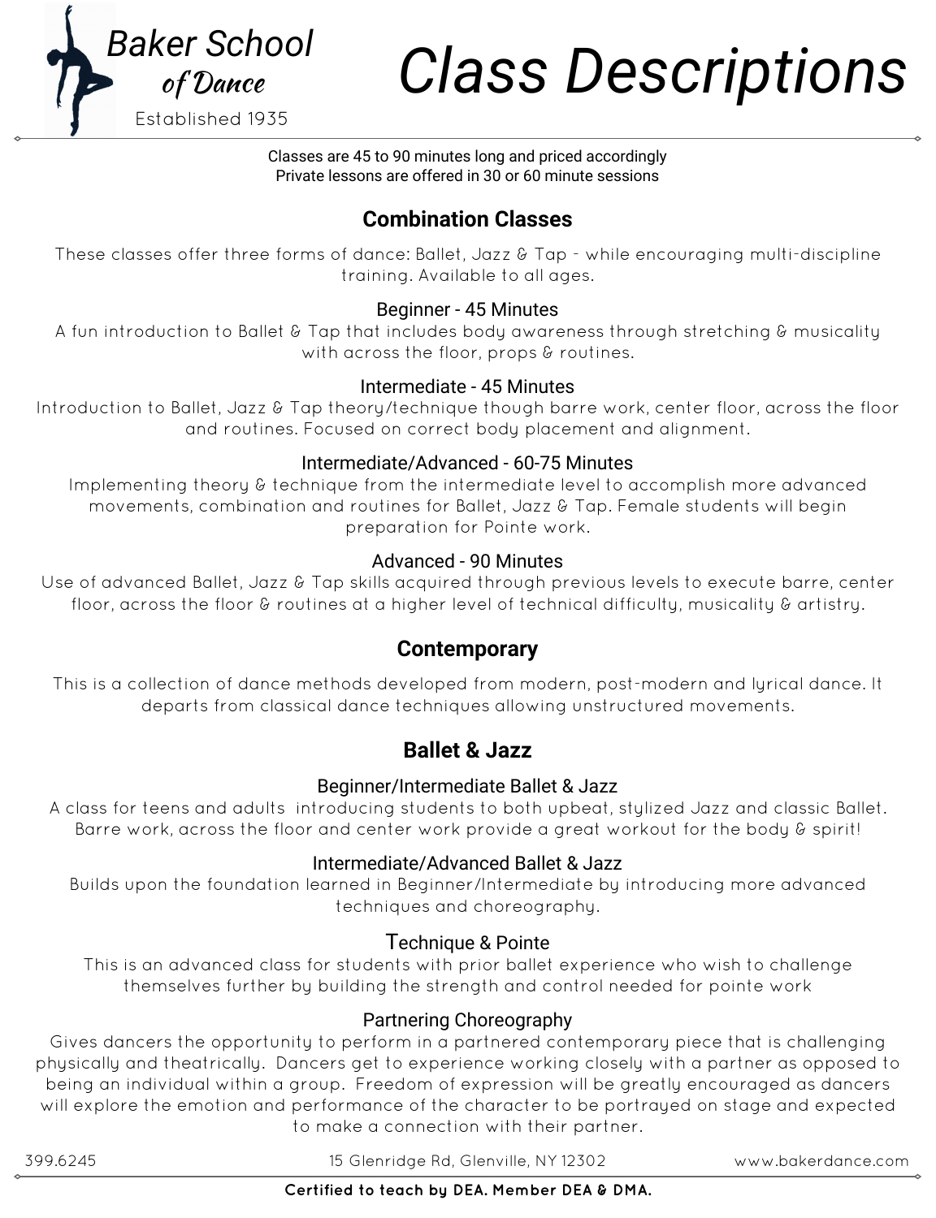Baker School *of Dance*

Established 1935

# Class Descriptions

Classes are 45 to 90 minutes long and priced accordingly
Private lessons are offered in 30 or 60 minute sessions

## Combination Classes

These classes offer three forms of dance: Ballet, Jazz & Tap - while encouraging multi-discipline training. Available to all ages.

### Beginner - 45 Minutes

A fun introduction to Ballet & Tap that includes body awareness through stretching & musicality with across the floor, props & routines.

### Intermediate - 45 Minutes

Introduction to Ballet, Jazz & Tap theory/technique though barre work, center floor, across the floor and routines. Focused on correct body placement and alignment.

### Intermediate/Advanced - 60-75 Minutes

Implementing theory & technique from the intermediate level to accomplish more advanced movements, combination and routines for Ballet, Jazz & Tap. Female students will begin preparation for Pointe work.

### Advanced - 90 Minutes

Use of advanced Ballet, Jazz & Tap skills acquired through previous levels to execute barre, center floor, across the floor & routines at a higher level of technical difficulty, musicality & artistry.

## Contemporary

This is a collection of dance methods developed from modern, post-modern and lyrical dance. It departs from classical dance techniques allowing unstructured movements.

## Ballet & Jazz

### Beginner/Intermediate Ballet & Jazz

A class for teens and adults introducing students to both upbeat, stylized Jazz and classic Ballet. Barre work, across the floor and center work provide a great workout for the body & spirit!

### Intermediate/Advanced Ballet & Jazz

Builds upon the foundation learned in Beginner/Intermediate by introducing more advanced techniques and choreography.

### Technique & Pointe

This is an advanced class for students with prior ballet experience who wish to challenge themselves further by building the strength and control needed for pointe work

### Partnering Choreography

Gives dancers the opportunity to perform in a partnered contemporary piece that is challenging physically and theatrically. Dancers get to experience working closely with a partner as opposed to being an individual within a group. Freedom of expression will be greatly encouraged as dancers will explore the emotion and performance of the character to be portrayed on stage and expected to make a connection with their partner.

399.6245 15 Glenridge Rd, Glenville, NY 12302 www.bakerdance.com

**Certified to teach by DEA. Member DEA & DMA.**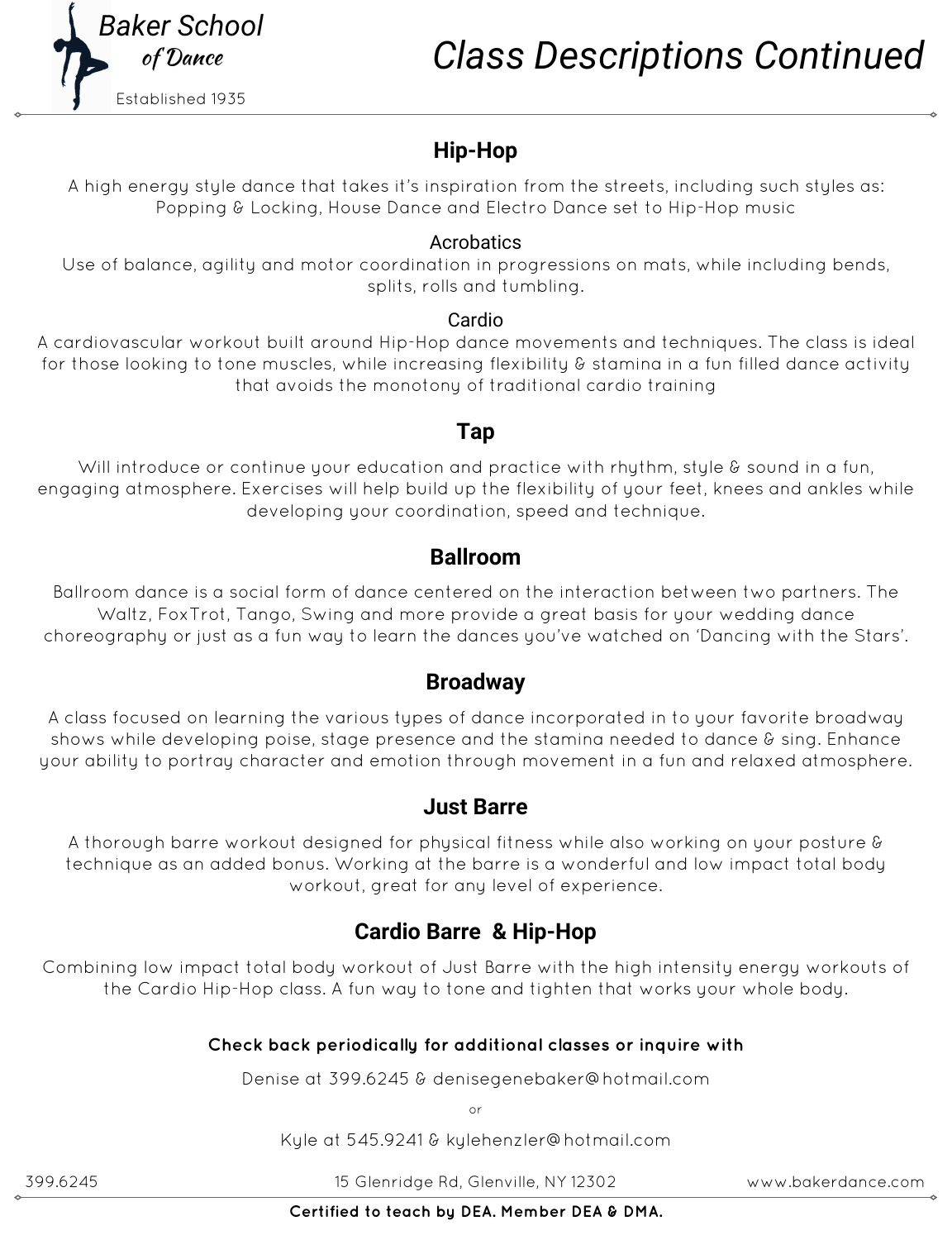# Class Descriptions Continued

## Hip-Hop

A high energy style dance that takes it's inspiration from the streets, including such styles as: Popping & Locking, House Dance and Electro Dance set to Hip-Hop music

### Acrobatics

Use of balance, agility and motor coordination in progressions on mats, while including bends, splits, rolls and tumbling.

### Cardio

A cardiovascular workout built around Hip-Hop dance movements and techniques. The class is ideal for those looking to tone muscles, while increasing flexibility & stamina in a fun filled dance activity that avoids the monotony of traditional cardio training

## Tap

Will introduce or continue your education and practice with rhythm, style & sound in a fun, engaging atmosphere. Exercises will help build up the flexibility of your feet, knees and ankles while developing your coordination, speed and technique.

## Ballroom

Ballroom dance is a social form of dance centered on the interaction between two partners. The Waltz, FoxTrot, Tango, Swing and more provide a great basis for your wedding dance choreography or just as a fun way to learn the dances you've watched on 'Dancing with the Stars'.

## Broadway

A class focused on learning the various types of dance incorporated in to your favorite broadway shows while developing poise, stage presence and the stamina needed to dance & sing. Enhance your ability to portray character and emotion through movement in a fun and relaxed atmosphere.

## Just Barre

A thorough barre workout designed for physical fitness while also working on your posture & technique as an added bonus. Working at the barre is a wonderful and low impact total body workout, great for any level of experience.

## Cardio Barre & Hip-Hop

Combining low impact total body workout of Just Barre with the high intensity energy workouts of the Cardio Hip-Hop class. A fun way to tone and tighten that works your whole body.

**Check back periodically for additional classes or inquire with**

Denise at 399.6245 & denisegenebaker@hotmail.com

or

Kyle at 545.9241 & kylehenzler@hotmail.com

399.6245 15 Glenridge Rd, Glenville, NY 12302 www.bakerdance.com

**Certified to teach by DEA. Member DEA & DMA.**